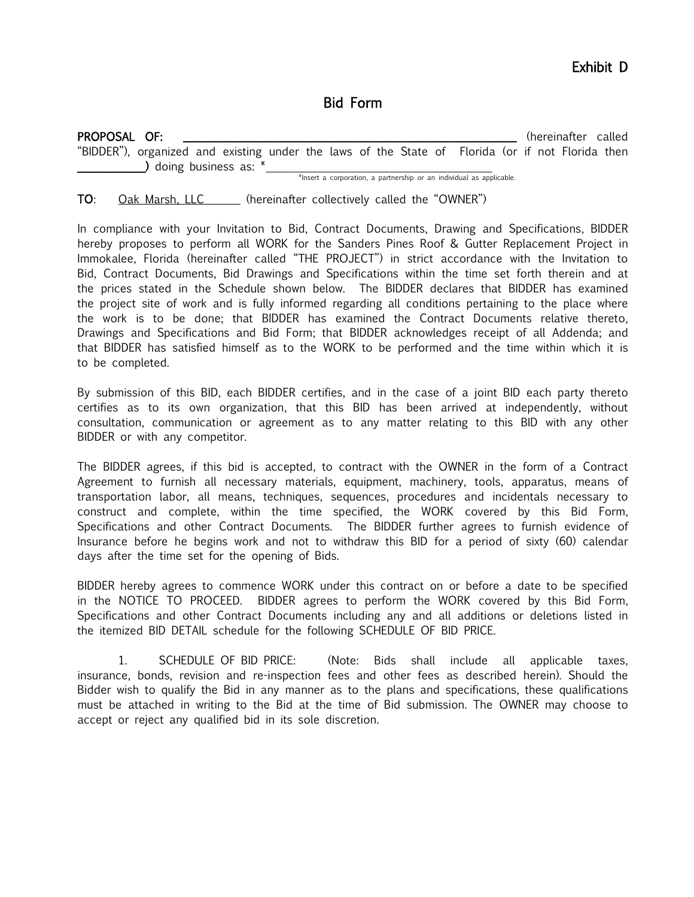Exhibit D

# Bid Form

**PROPOSAL OF:** ______________________________________________ (hereinafter called "BIDDER"), organized and existing under the laws of the State of Florida (or if not Florida then __________) doing business as: *___________________________________

*Insert a corporation, a partnership or an individual as applicable.

**TO**: Oak Marsh, LLC (hereinafter collectively called the "OWNER")

In compliance with your Invitation to Bid, Contract Documents, Drawing and Specifications, BIDDER hereby proposes to perform all WORK for the Sanders Pines Roof & Gutter Replacement Project in Immokalee, Florida (hereinafter called "THE PROJECT") in strict accordance with the Invitation to Bid, Contract Documents, Bid Drawings and Specifications within the time set forth therein and at the prices stated in the Schedule shown below. The BIDDER declares that BIDDER has examined the project site of work and is fully informed regarding all conditions pertaining to the place where the work is to be done; that BIDDER has examined the Contract Documents relative thereto, Drawings and Specifications and Bid Form; that BIDDER acknowledges receipt of all Addenda; and that BIDDER has satisfied himself as to the WORK to be performed and the time within which it is to be completed.

By submission of this BID, each BIDDER certifies, and in the case of a joint BID each party thereto certifies as to its own organization, that this BID has been arrived at independently, without consultation, communication or agreement as to any matter relating to this BID with any other BIDDER or with any competitor.

The BIDDER agrees, if this bid is accepted, to contract with the OWNER in the form of a Contract Agreement to furnish all necessary materials, equipment, machinery, tools, apparatus, means of transportation labor, all means, techniques, sequences, procedures and incidentals necessary to construct and complete, within the time specified, the WORK covered by this Bid Form, Specifications and other Contract Documents. The BIDDER further agrees to furnish evidence of Insurance before he begins work and not to withdraw this BID for a period of sixty (60) calendar days after the time set for the opening of Bids.

BIDDER hereby agrees to commence WORK under this contract on or before a date to be specified in the NOTICE TO PROCEED. BIDDER agrees to perform the WORK covered by this Bid Form, Specifications and other Contract Documents including any and all additions or deletions listed in the itemized BID DETAIL schedule for the following SCHEDULE OF BID PRICE.

1. SCHEDULE OF BID PRICE: (Note: Bids shall include all applicable taxes, insurance, bonds, revision and re-inspection fees and other fees as described herein). Should the Bidder wish to qualify the Bid in any manner as to the plans and specifications, these qualifications must be attached in writing to the Bid at the time of Bid submission. The OWNER may choose to accept or reject any qualified bid in its sole discretion.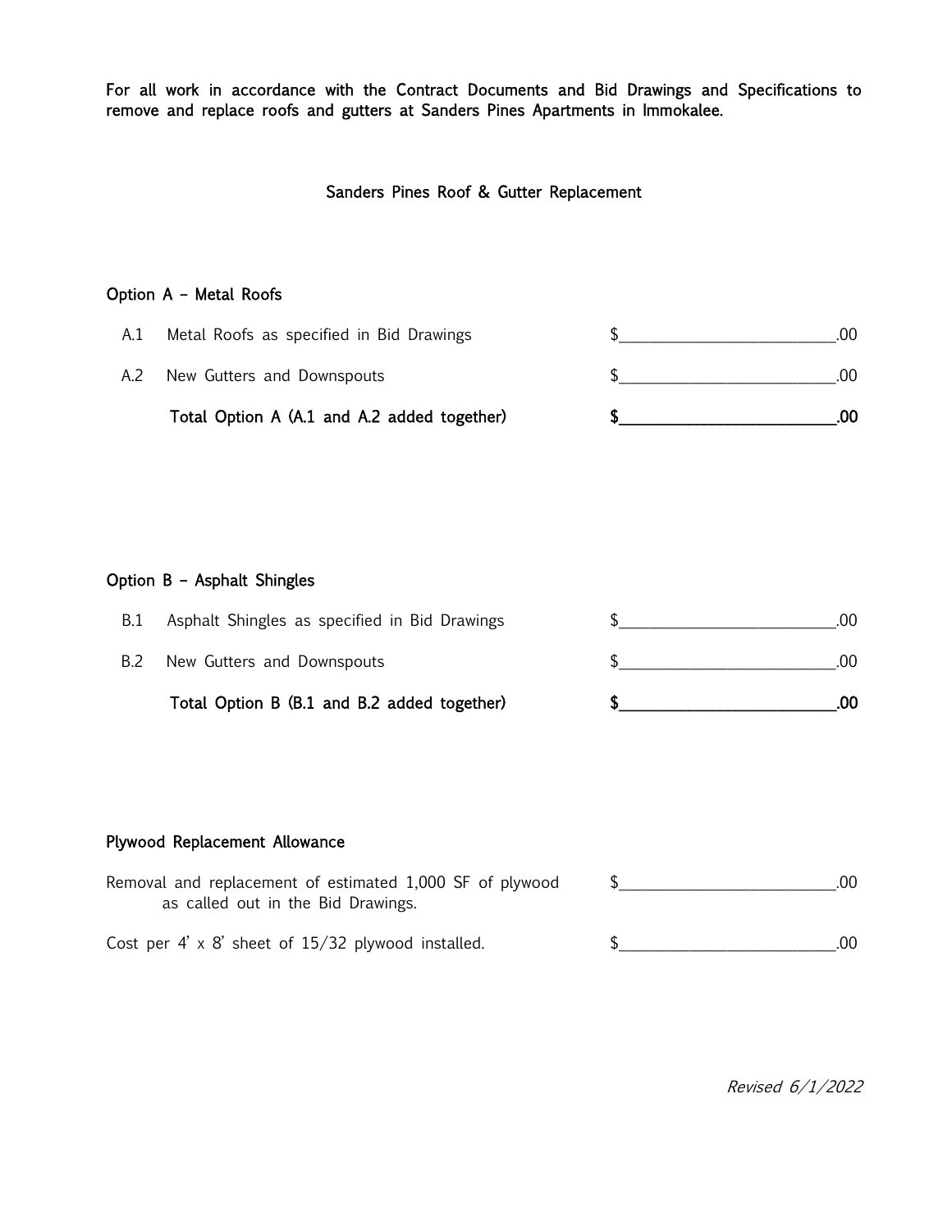**For all work in accordance with the Contract Documents and Bid Drawings and Specifications to remove and replace roofs and gutters at Sanders Pines Apartments in Immokalee.**

## Sanders Pines Roof & Gutter Replacement

### Option A – Metal Roofs

| | | |
|---|---|---|
| A.1 | Metal Roofs as specified in Bid Drawings | $__________________________.00 |
| A.2 | New Gutters and Downspouts | $__________________________.00 |
| | **Total Option A (A.1 and A.2 added together)** | **$__________________________.00** |

### Option B – Asphalt Shingles

| | | |
|---|---|---|
| B.1 | Asphalt Shingles as specified in Bid Drawings | $__________________________.00 |
| B.2 | New Gutters and Downspouts | $__________________________.00 |
| | **Total Option B (B.1 and B.2 added together)** | **$__________________________.00** |

### Plywood Replacement Allowance

| | |
|---|---|
| Removal and replacement of estimated 1,000 SF of plywood as called out in the Bid Drawings. | $__________________________.00 |
| Cost per 4' x 8' sheet of 15/32 plywood installed. | $__________________________.00 |

*Revised 6/1/2022*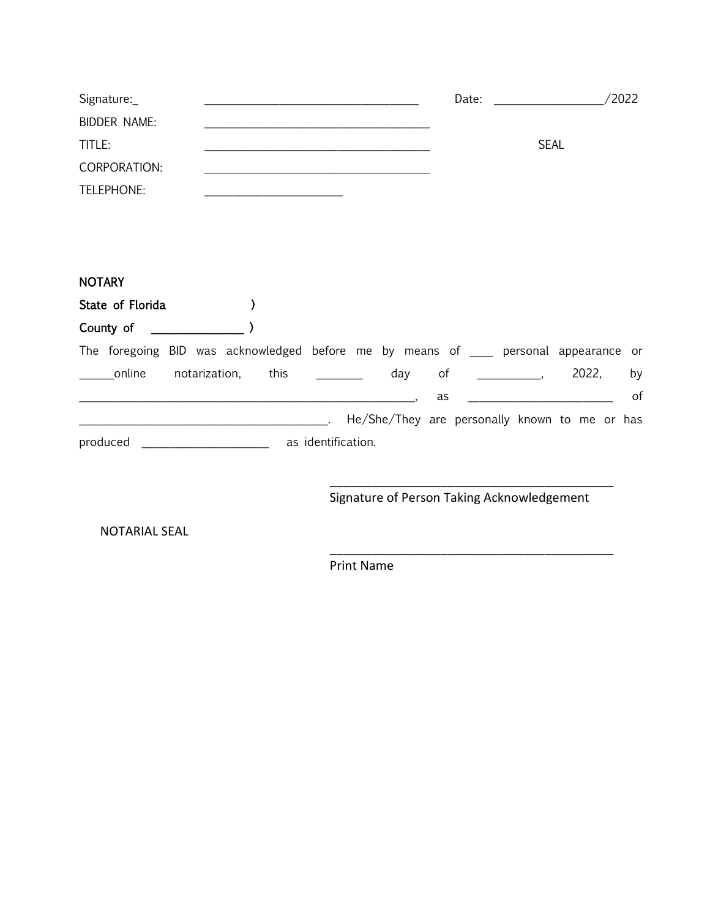Signature:_ ___________________________________ Date: _________________/2022

BIDDER NAME: _____________________________________

TITLE: _____________________________________ SEAL

CORPORATION: _____________________________________

TELEPHONE: ______________________

**NOTARY**

**State of Florida )**

**County of ______________ )**

The foregoing BID was acknowledged before me by means of ____ personal appearance or ______online notarization, this _______ day of __________, 2022, by ______________________________________________________, as _______________________ of ________________________________________. He/She/They are personally known to me or has produced ____________________ as identification.

_____________________________________________
Signature of Person Taking Acknowledgement

NOTARIAL SEAL

_____________________________________________
Print Name